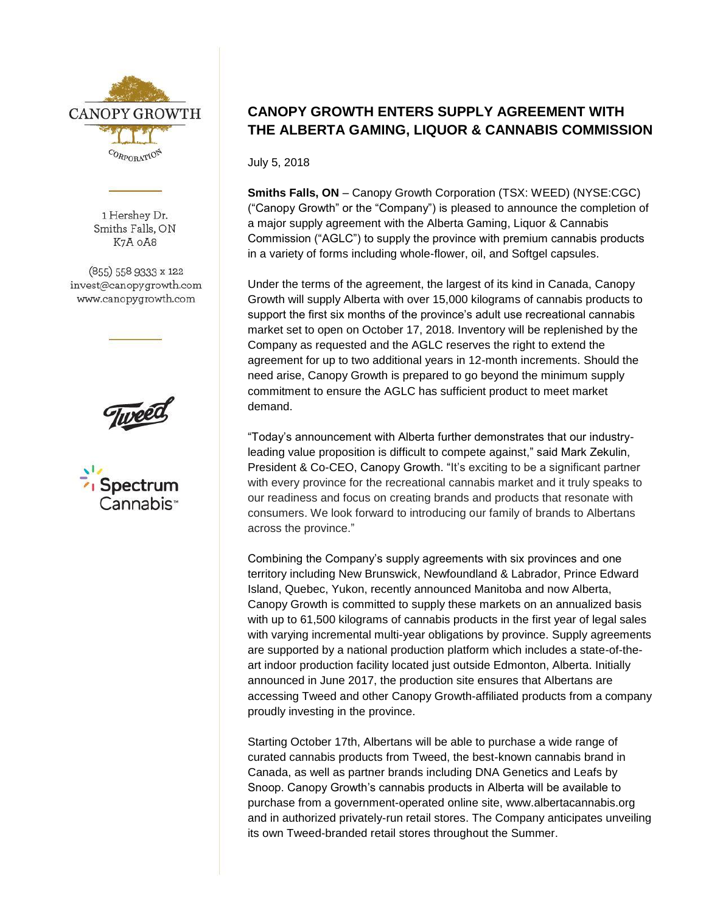CANOPY GROWTH CORPORATION

1 Hershey Dr.
Smiths Falls, ON
K7A 0A8

(855) 558 9333 x 122
invest@canopygrowth.com
www.canopygrowth.com

Tweed

Spectrum Cannabis™

# CANOPY GROWTH ENTERS SUPPLY AGREEMENT WITH THE ALBERTA GAMING, LIQUOR & CANNABIS COMMISSION

July 5, 2018

**Smiths Falls, ON** – Canopy Growth Corporation (TSX: WEED) (NYSE:CGC) ("Canopy Growth" or the "Company") is pleased to announce the completion of a major supply agreement with the Alberta Gaming, Liquor & Cannabis Commission ("AGLC") to supply the province with premium cannabis products in a variety of forms including whole-flower, oil, and Softgel capsules.

Under the terms of the agreement, the largest of its kind in Canada, Canopy Growth will supply Alberta with over 15,000 kilograms of cannabis products to support the first six months of the province's adult use recreational cannabis market set to open on October 17, 2018. Inventory will be replenished by the Company as requested and the AGLC reserves the right to extend the agreement for up to two additional years in 12-month increments. Should the need arise, Canopy Growth is prepared to go beyond the minimum supply commitment to ensure the AGLC has sufficient product to meet market demand.

"Today's announcement with Alberta further demonstrates that our industry-leading value proposition is difficult to compete against," said Mark Zekulin, President & Co-CEO, Canopy Growth. "It's exciting to be a significant partner with every province for the recreational cannabis market and it truly speaks to our readiness and focus on creating brands and products that resonate with consumers. We look forward to introducing our family of brands to Albertans across the province."

Combining the Company's supply agreements with six provinces and one territory including New Brunswick, Newfoundland & Labrador, Prince Edward Island, Quebec, Yukon, recently announced Manitoba and now Alberta, Canopy Growth is committed to supply these markets on an annualized basis with up to 61,500 kilograms of cannabis products in the first year of legal sales with varying incremental multi-year obligations by province. Supply agreements are supported by a national production platform which includes a state-of-the-art indoor production facility located just outside Edmonton, Alberta. Initially announced in June 2017, the production site ensures that Albertans are accessing Tweed and other Canopy Growth-affiliated products from a company proudly investing in the province.

Starting October 17th, Albertans will be able to purchase a wide range of curated cannabis products from Tweed, the best-known cannabis brand in Canada, as well as partner brands including DNA Genetics and Leafs by Snoop. Canopy Growth's cannabis products in Alberta will be available to purchase from a government-operated online site, www.albertacannabis.org and in authorized privately-run retail stores. The Company anticipates unveiling its own Tweed-branded retail stores throughout the Summer.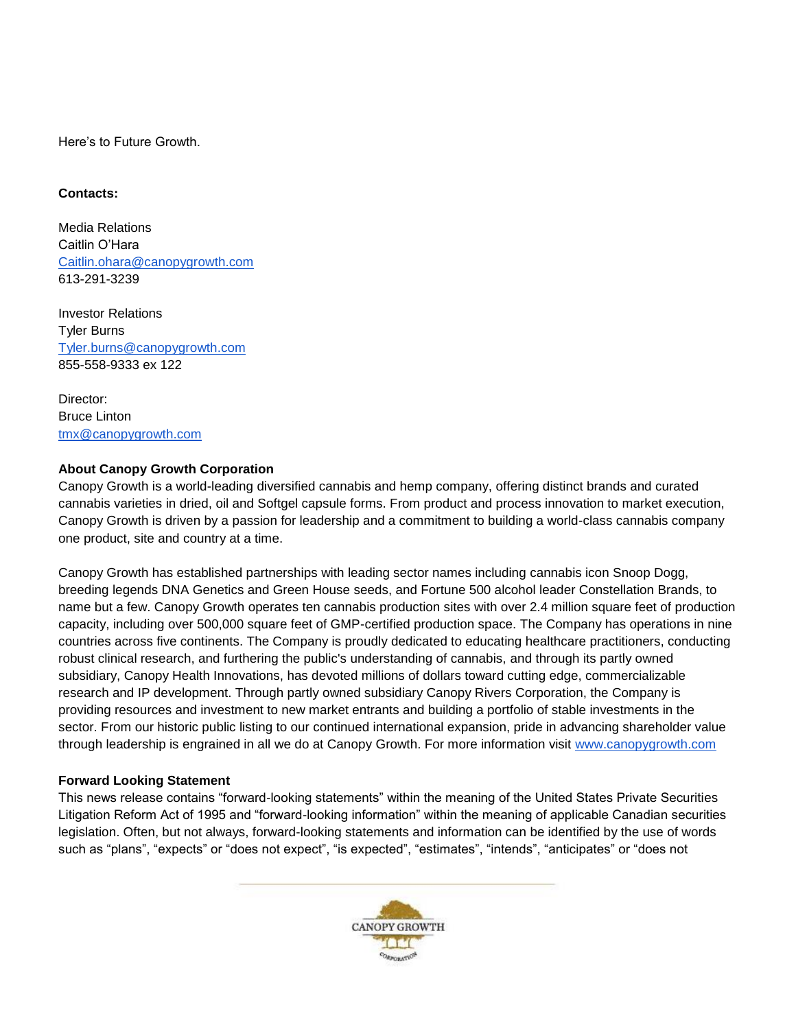Here's to Future Growth.

**Contacts:**

Media Relations
Caitlin O'Hara
Caitlin.ohara@canopygrowth.com
613-291-3239

Investor Relations
Tyler Burns
Tyler.burns@canopygrowth.com
855-558-9333 ex 122

Director:
Bruce Linton
tmx@canopygrowth.com

**About Canopy Growth Corporation**

Canopy Growth is a world-leading diversified cannabis and hemp company, offering distinct brands and curated cannabis varieties in dried, oil and Softgel capsule forms. From product and process innovation to market execution, Canopy Growth is driven by a passion for leadership and a commitment to building a world-class cannabis company one product, site and country at a time.

Canopy Growth has established partnerships with leading sector names including cannabis icon Snoop Dogg, breeding legends DNA Genetics and Green House seeds, and Fortune 500 alcohol leader Constellation Brands, to name but a few. Canopy Growth operates ten cannabis production sites with over 2.4 million square feet of production capacity, including over 500,000 square feet of GMP-certified production space. The Company has operations in nine countries across five continents. The Company is proudly dedicated to educating healthcare practitioners, conducting robust clinical research, and furthering the public's understanding of cannabis, and through its partly owned subsidiary, Canopy Health Innovations, has devoted millions of dollars toward cutting edge, commercializable research and IP development. Through partly owned subsidiary Canopy Rivers Corporation, the Company is providing resources and investment to new market entrants and building a portfolio of stable investments in the sector. From our historic public listing to our continued international expansion, pride in advancing shareholder value through leadership is engrained in all we do at Canopy Growth. For more information visit www.canopygrowth.com

**Forward Looking Statement**

This news release contains "forward-looking statements" within the meaning of the United States Private Securities Litigation Reform Act of 1995 and "forward-looking information" within the meaning of applicable Canadian securities legislation. Often, but not always, forward-looking statements and information can be identified by the use of words such as "plans", "expects" or "does not expect", "is expected", "estimates", "intends", "anticipates" or "does not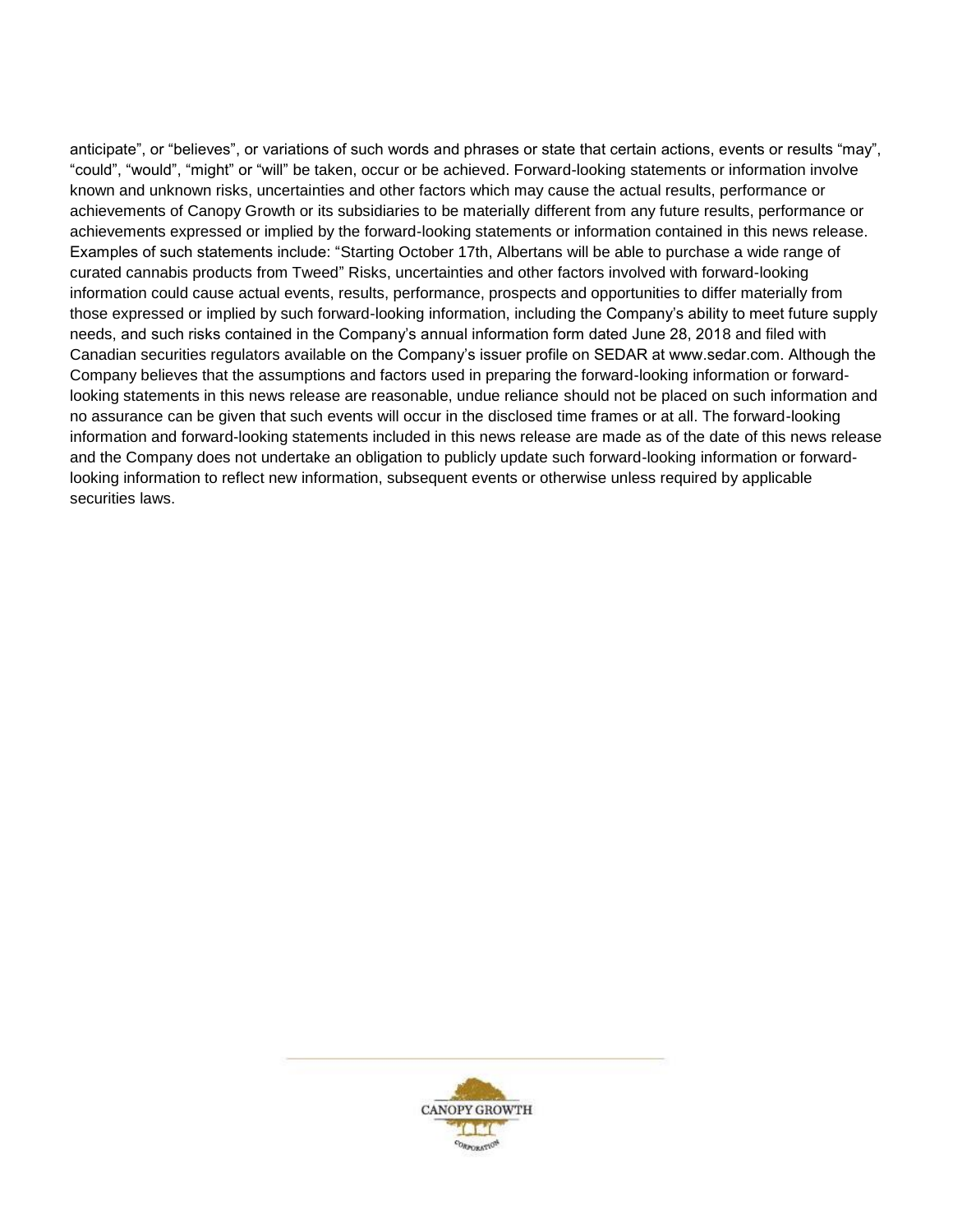anticipate", or "believes", or variations of such words and phrases or state that certain actions, events or results "may", "could", "would", "might" or "will" be taken, occur or be achieved. Forward-looking statements or information involve known and unknown risks, uncertainties and other factors which may cause the actual results, performance or achievements of Canopy Growth or its subsidiaries to be materially different from any future results, performance or achievements expressed or implied by the forward-looking statements or information contained in this news release. Examples of such statements include: "Starting October 17th, Albertans will be able to purchase a wide range of curated cannabis products from Tweed" Risks, uncertainties and other factors involved with forward-looking information could cause actual events, results, performance, prospects and opportunities to differ materially from those expressed or implied by such forward-looking information, including the Company's ability to meet future supply needs, and such risks contained in the Company's annual information form dated June 28, 2018 and filed with Canadian securities regulators available on the Company's issuer profile on SEDAR at www.sedar.com. Although the Company believes that the assumptions and factors used in preparing the forward-looking information or forward-looking statements in this news release are reasonable, undue reliance should not be placed on such information and no assurance can be given that such events will occur in the disclosed time frames or at all. The forward-looking information and forward-looking statements included in this news release are made as of the date of this news release and the Company does not undertake an obligation to publicly update such forward-looking information or forward-looking information to reflect new information, subsequent events or otherwise unless required by applicable securities laws.